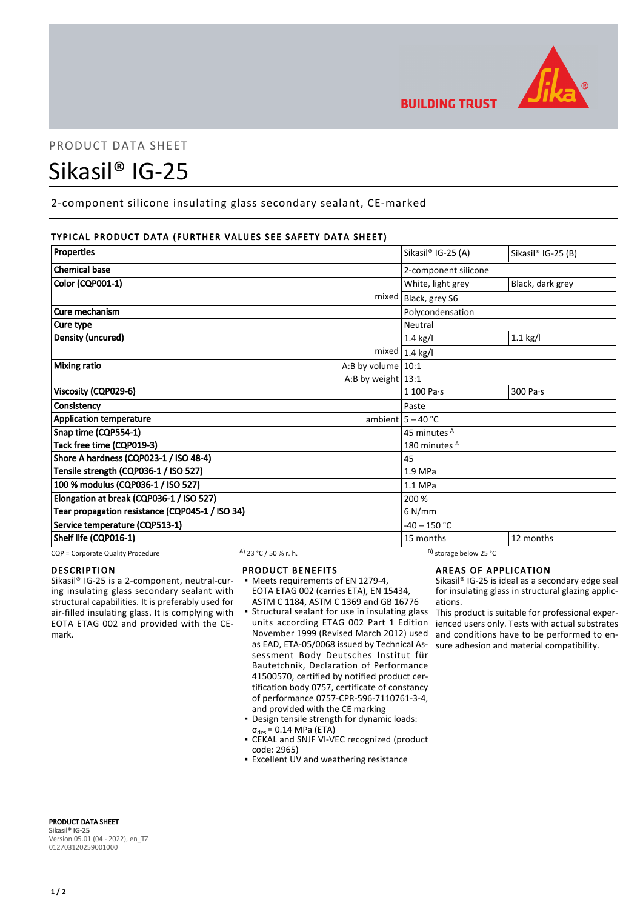BUILDING TRUST

PRODUCT DATA SHEET

# Sikasil® IG-25

2-component silicone insulating glass secondary sealant, CE-marked

## TYPICAL PRODUCT DATA (FURTHER VALUES SEE SAFETY DATA SHEET)

| Properties | | Sikasil® IG-25 (A) | Sikasil® IG-25 (B) |
|---|---|---|---|
| Chemical base | | 2-component silicone | |
| Color (CQP001-1) | | White, light grey | Black, dark grey |
| | mixed | Black, grey S6 | |
| Cure mechanism | | Polycondensation | |
| Cure type | | Neutral | |
| Density (uncured) | | 1.4 kg/l | 1.1 kg/l |
| | mixed | 1.4 kg/l | |
| Mixing ratio | A:B by volume | 10:1 | |
| | A:B by weight | 13:1 | |
| Viscosity (CQP029-6) | | 1 100 Pa·s | 300 Pa·s |
| Consistency | | Paste | |
| Application temperature | ambient | 5 – 40 °C | |
| Snap time (CQP554-1) | | 45 minutes [A] | |
| Tack free time (CQP019-3) | | 180 minutes [A] | |
| Shore A hardness (CQP023-1 / ISO 48-4) | | 45 | |
| Tensile strength (CQP036-1 / ISO 527) | | 1.9 MPa | |
| 100 % modulus (CQP036-1 / ISO 527) | | 1.1 MPa | |
| Elongation at break (CQP036-1 / ISO 527) | | 200 % | |
| Tear propagation resistance (CQP045-1 / ISO 34) | | 6 N/mm | |
| Service temperature (CQP513-1) | | -40 – 150 °C | |
| Shelf life (CQP016-1) | | 15 months | 12 months |

CQP = Corporate Quality Procedure  A) 23 °C / 50 % r. h.  B) storage below 25 °C

## DESCRIPTION

Sikasil® IG-25 is a 2-component, neutral-curing insulating glass secondary sealant with structural capabilities. It is preferably used for air-filled insulating glass. It is complying with EOTA ETAG 002 and provided with the CE-mark.

## PRODUCT BENEFITS

- Meets requirements of EN 1279-4, EOTA ETAG 002 (carries ETA), EN 15434, ASTM C 1184, ASTM C 1369 and GB 16776
- Structural sealant for use in insulating glass units according ETAG 002 Part 1 Edition November 1999 (Revised March 2012) used as EAD, ETA-05/0068 issued by Technical Assessment Body Deutsches Institut für Bautetchnik, Declaration of Performance 41500570, certified by notified product certification body 0757, certificate of constancy of performance 0757-CPR-596-7110761-3-4, and provided with the CE marking
- Design tensile strength for dynamic loads: $\sigma_{des}$ = 0.14 MPa (ETA)
- CEKAL and SNJF VI-VEC recognized (product code: 2965)
- Excellent UV and weathering resistance

## AREAS OF APPLICATION

Sikasil® IG-25 is ideal as a secondary edge seal for insulating glass in structural glazing applications.

This product is suitable for professional experienced users only. Tests with actual substrates and conditions have to be performed to ensure adhesion and material compatibility.

**PRODUCT DATA SHEET**
**Sikasil® IG-25**
Version 05.01 (04 - 2022), en_TZ
012703120259001000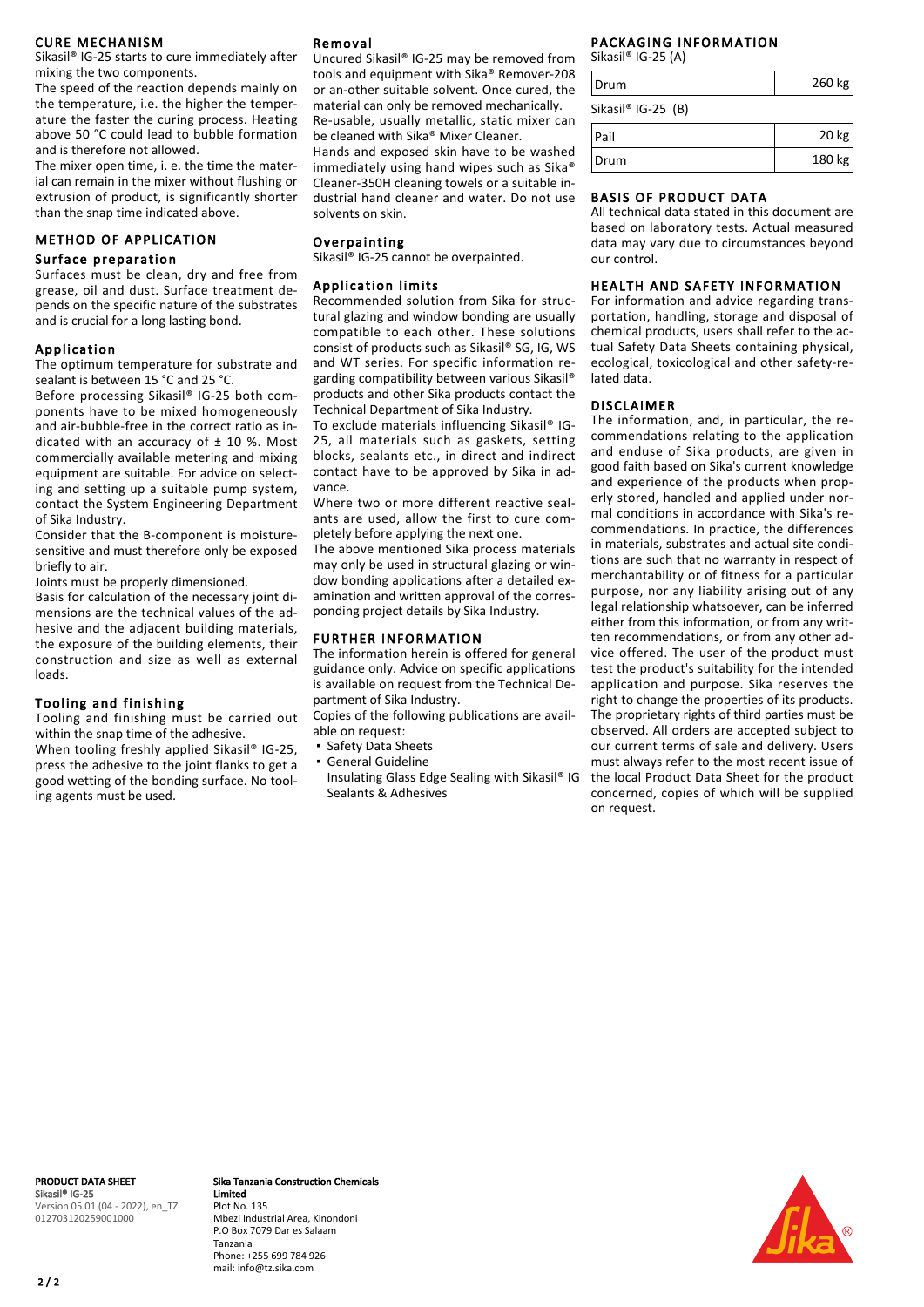## CURE MECHANISM

Sikasil® IG-25 starts to cure immediately after mixing the two components.

The speed of the reaction depends mainly on the temperature, i.e. the higher the temperature the faster the curing process. Heating above 50 °C could lead to bubble formation and is therefore not allowed.

The mixer open time, i. e. the time the material can remain in the mixer without flushing or extrusion of product, is significantly shorter than the snap time indicated above.

## METHOD OF APPLICATION

### Surface preparation

Surfaces must be clean, dry and free from grease, oil and dust. Surface treatment depends on the specific nature of the substrates and is crucial for a long lasting bond.

### Application

The optimum temperature for substrate and sealant is between 15 °C and 25 °C.

Before processing Sikasil® IG-25 both components have to be mixed homogeneously and air-bubble-free in the correct ratio as indicated with an accuracy of ± 10 %. Most commercially available metering and mixing equipment are suitable. For advice on selecting and setting up a suitable pump system, contact the System Engineering Department of Sika Industry.

Consider that the B-component is moisture-sensitive and must therefore only be exposed briefly to air.

Joints must be properly dimensioned.

Basis for calculation of the necessary joint dimensions are the technical values of the adhesive and the adjacent building materials, the exposure of the building elements, their construction and size as well as external loads.

### Tooling and finishing

Tooling and finishing must be carried out within the snap time of the adhesive.

When tooling freshly applied Sikasil® IG-25, press the adhesive to the joint flanks to get a good wetting of the bonding surface. No tooling agents must be used.

### Removal

Uncured Sikasil® IG-25 may be removed from tools and equipment with Sika® Remover-208 or an-other suitable solvent. Once cured, the material can only be removed mechanically.

Re-usable, usually metallic, static mixer can be cleaned with Sika® Mixer Cleaner.

Hands and exposed skin have to be washed immediately using hand wipes such as Sika® Cleaner-350H cleaning towels or a suitable industrial hand cleaner and water. Do not use solvents on skin.

### Overpainting

Sikasil® IG-25 cannot be overpainted.

### Application limits

Recommended solution from Sika for structural glazing and window bonding are usually compatible to each other. These solutions consist of products such as Sikasil® SG, IG, WS and WT series. For specific information regarding compatibility between various Sikasil® products and other Sika products contact the Technical Department of Sika Industry.

To exclude materials influencing Sikasil® IG-25, all materials such as gaskets, setting blocks, sealants etc., in direct and indirect contact have to be approved by Sika in advance.

Where two or more different reactive sealants are used, allow the first to cure completely before applying the next one.

The above mentioned Sika process materials may only be used in structural glazing or window bonding applications after a detailed examination and written approval of the corresponding project details by Sika Industry.

## FURTHER INFORMATION

The information herein is offered for general guidance only. Advice on specific applications is available on request from the Technical Department of Sika Industry.

Copies of the following publications are available on request:

- Safety Data Sheets
- General Guideline
  Insulating Glass Edge Sealing with Sikasil® IG Sealants & Adhesives

## PACKAGING INFORMATION

Sikasil® IG-25 (A)

| | |
|---|---|
| Drum | 260 kg |

Sikasil® IG-25 (B)

| | |
|---|---|
| Pail | 20 kg |
| Drum | 180 kg |

## BASIS OF PRODUCT DATA

All technical data stated in this document are based on laboratory tests. Actual measured data may vary due to circumstances beyond our control.

## HEALTH AND SAFETY INFORMATION

For information and advice regarding transportation, handling, storage and disposal of chemical products, users shall refer to the actual Safety Data Sheets containing physical, ecological, toxicological and other safety-related data.

## DISCLAIMER

The information, and, in particular, the recommendations relating to the application and enduse of Sika products, are given in good faith based on Sika's current knowledge and experience of the products when properly stored, handled and applied under normal conditions in accordance with Sika's recommendations. In practice, the differences in materials, substrates and actual site conditions are such that no warranty in respect of merchantability or of fitness for a particular purpose, nor any liability arising out of any legal relationship whatsoever, can be inferred either from this information, or from any written recommendations, or from any other advice offered. The user of the product must test the product's suitability for the intended application and purpose. Sika reserves the right to change the properties of its products. The proprietary rights of third parties must be observed. All orders are accepted subject to our current terms of sale and delivery. Users must always refer to the most recent issue of the local Product Data Sheet for the product concerned, copies of which will be supplied on request.

**PRODUCT DATA SHEET**
**Sikasil® IG-25**
Version 05.01 (04 - 2022), en_TZ
012703120259001000

**Sika Tanzania Construction Chemicals Limited**
Plot No. 135
Mbezi Industrial Area, Kinondoni
P.O Box 7079 Dar es Salaam
Tanzania
Phone: +255 699 784 926
mail: info@tz.sika.com